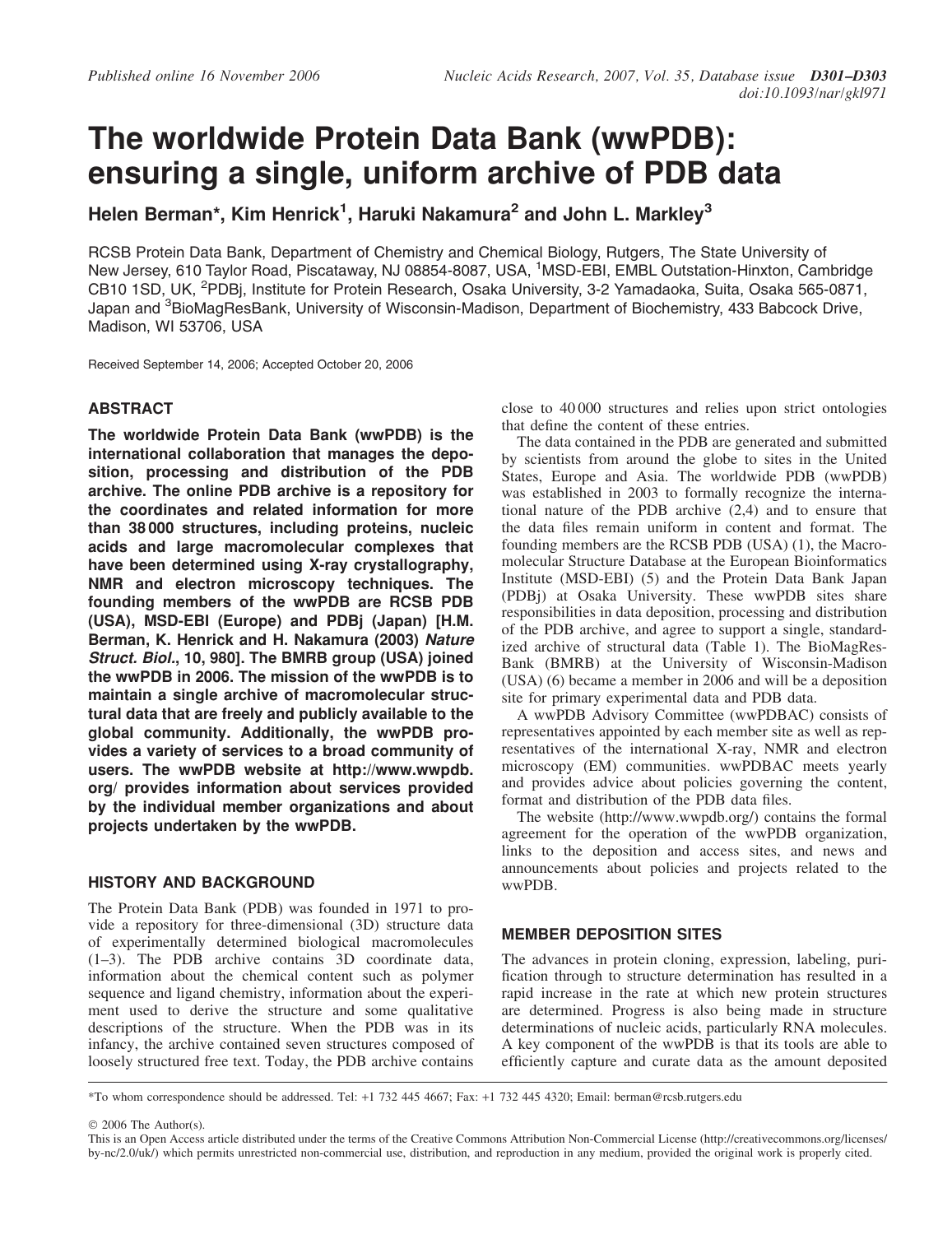# The worldwide Protein Data Bank (wwPDB): ensuring a single, uniform archive of PDB data

**Helen Berman\*, Kim Henrick[1], Haruki Nakamura[2] and John L. Markley[3]**

RCSB Protein Data Bank, Department of Chemistry and Chemical Biology, Rutgers, The State University of New Jersey, 610 Taylor Road, Piscataway, NJ 08854-8087, USA, [1]MSD-EBI, EMBL Outstation-Hinxton, Cambridge CB10 1SD, UK, [2]PDBj, Institute for Protein Research, Osaka University, 3-2 Yamadaoka, Suita, Osaka 565-0871, Japan and [3]BioMagResBank, University of Wisconsin-Madison, Department of Biochemistry, 433 Babcock Drive, Madison, WI 53706, USA

Received September 14, 2006; Accepted October 20, 2006

## ABSTRACT

**The worldwide Protein Data Bank (wwPDB) is the international collaboration that manages the deposition, processing and distribution of the PDB archive. The online PDB archive is a repository for the coordinates and related information for more than 38 000 structures, including proteins, nucleic acids and large macromolecular complexes that have been determined using X-ray crystallography, NMR and electron microscopy techniques. The founding members of the wwPDB are RCSB PDB (USA), MSD-EBI (Europe) and PDBj (Japan) [H.M. Berman, K. Henrick and H. Nakamura (2003) *Nature Struct. Biol.*, 10, 980]. The BMRB group (USA) joined the wwPDB in 2006. The mission of the wwPDB is to maintain a single archive of macromolecular structural data that are freely and publicly available to the global community. Additionally, the wwPDB provides a variety of services to a broad community of users. The wwPDB website at http://www.wwpdb.org/ provides information about services provided by the individual member organizations and about projects undertaken by the wwPDB.**

## HISTORY AND BACKGROUND

The Protein Data Bank (PDB) was founded in 1971 to provide a repository for three-dimensional (3D) structure data of experimentally determined biological macromolecules (1–3). The PDB archive contains 3D coordinate data, information about the chemical content such as polymer sequence and ligand chemistry, information about the experiment used to derive the structure and some qualitative descriptions of the structure. When the PDB was in its infancy, the archive contained seven structures composed of loosely structured free text. Today, the PDB archive contains close to 40 000 structures and relies upon strict ontologies that define the content of these entries.

The data contained in the PDB are generated and submitted by scientists from around the globe to sites in the United States, Europe and Asia. The worldwide PDB (wwPDB) was established in 2003 to formally recognize the international nature of the PDB archive (2,4) and to ensure that the data files remain uniform in content and format. The founding members are the RCSB PDB (USA) (1), the Macromolecular Structure Database at the European Bioinformatics Institute (MSD-EBI) (5) and the Protein Data Bank Japan (PDBj) at Osaka University. These wwPDB sites share responsibilities in data deposition, processing and distribution of the PDB archive, and agree to support a single, standardized archive of structural data (Table 1). The BioMagResBank (BMRB) at the University of Wisconsin-Madison (USA) (6) became a member in 2006 and will be a deposition site for primary experimental data and PDB data.

A wwPDB Advisory Committee (wwPDBAC) consists of representatives appointed by each member site as well as representatives of the international X-ray, NMR and electron microscopy (EM) communities. wwPDBAC meets yearly and provides advice about policies governing the content, format and distribution of the PDB data files.

The website (http://www.wwpdb.org/) contains the formal agreement for the operation of the wwPDB organization, links to the deposition and access sites, and news and announcements about policies and projects related to the wwPDB.

## MEMBER DEPOSITION SITES

The advances in protein cloning, expression, labeling, purification through to structure determination has resulted in a rapid increase in the rate at which new protein structures are determined. Progress is also being made in structure determinations of nucleic acids, particularly RNA molecules. A key component of the wwPDB is that its tools are able to efficiently capture and curate data as the amount deposited

\*To whom correspondence should be addressed. Tel: +1 732 445 4667; Fax: +1 732 445 4320; Email: berman@rcsb.rutgers.edu

© 2006 The Author(s).
This is an Open Access article distributed under the terms of the Creative Commons Attribution Non-Commercial License (http://creativecommons.org/licenses/by-nc/2.0/uk/) which permits unrestricted non-commercial use, distribution, and reproduction in any medium, provided the original work is properly cited.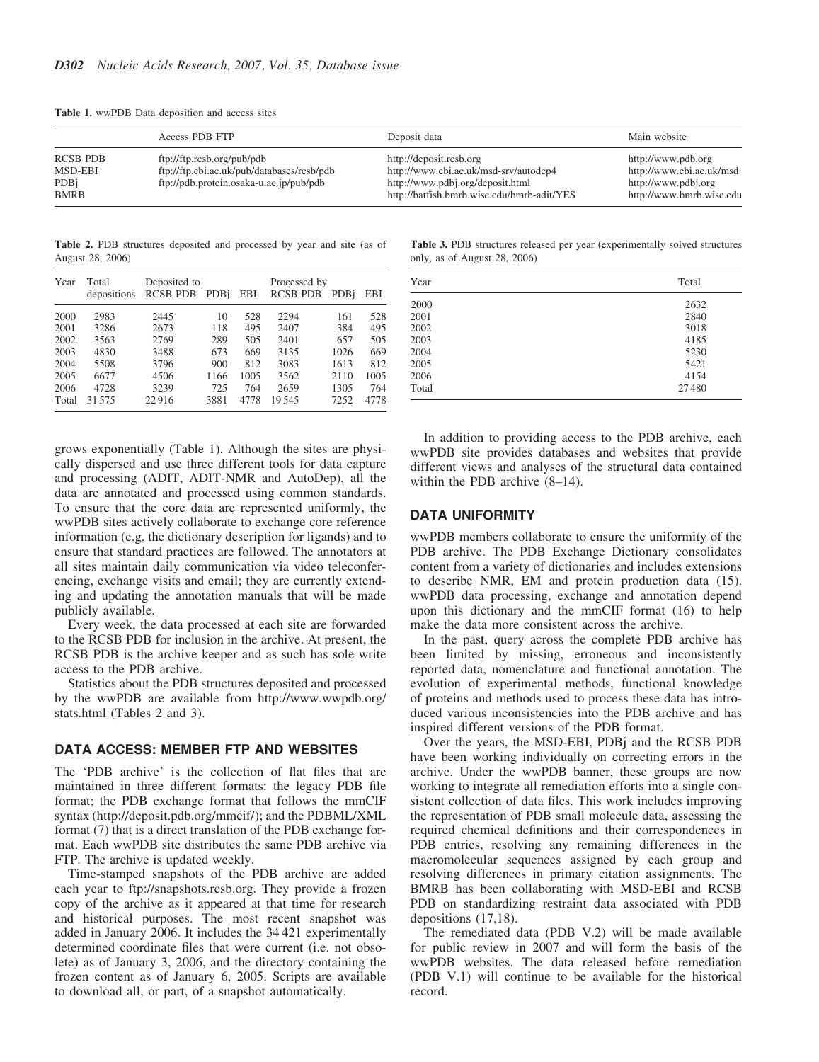**Table 1.** wwPDB Data deposition and access sites

| | Access PDB FTP | Deposit data | Main website |
|---|---|---|---|
| RCSB PDB | ftp://ftp.rcsb.org/pub/pdb | http://deposit.rcsb.org | http://www.pdb.org |
| MSD-EBI | ftp://ftp.ebi.ac.uk/pub/databases/rcsb/pdb | http://www.ebi.ac.uk/msd-srv/autodep4 | http://www.ebi.ac.uk/msd |
| PDBj | ftp://pdb.protein.osaka-u.ac.jp/pub/pdb | http://www.pdbj.org/deposit.html | http://www.pdbj.org |
| BMRB | | http://batfish.bmrb.wisc.edu/bmrb-adit/YES | http://www.bmrb.wisc.edu |

**Table 2.** PDB structures deposited and processed by year and site (as of August 28, 2006)

| Year | Total depositions | Deposited to RCSB PDB | PDBj | EBI | Processed by RCSB PDB | PDBj | EBI |
|---|---|---|---|---|---|---|---|
| 2000 | 2983 | 2445 | 10 | 528 | 2294 | 161 | 528 |
| 2001 | 3286 | 2673 | 118 | 495 | 2407 | 384 | 495 |
| 2002 | 3563 | 2769 | 289 | 505 | 2401 | 657 | 505 |
| 2003 | 4830 | 3488 | 673 | 669 | 3135 | 1026 | 669 |
| 2004 | 5508 | 3796 | 900 | 812 | 3083 | 1613 | 812 |
| 2005 | 6677 | 4506 | 1166 | 1005 | 3562 | 2110 | 1005 |
| 2006 | 4728 | 3239 | 725 | 764 | 2659 | 1305 | 764 |
| Total | 31 575 | 22 916 | 3881 | 4778 | 19 545 | 7252 | 4778 |

**Table 3.** PDB structures released per year (experimentally solved structures only, as of August 28, 2006)

| Year | Total |
|---|---|
| 2000 | 2632 |
| 2001 | 2840 |
| 2002 | 3018 |
| 2003 | 4185 |
| 2004 | 5230 |
| 2005 | 5421 |
| 2006 | 4154 |
| Total | 27 480 |

grows exponentially (Table 1). Although the sites are physically dispersed and use three different tools for data capture and processing (ADIT, ADIT-NMR and AutoDep), all the data are annotated and processed using common standards. To ensure that the core data are represented uniformly, the wwPDB sites actively collaborate to exchange core reference information (e.g. the dictionary description for ligands) and to ensure that standard practices are followed. The annotators at all sites maintain daily communication via video teleconferencing, exchange visits and email; they are currently extending and updating the annotation manuals that will be made publicly available.

Every week, the data processed at each site are forwarded to the RCSB PDB for inclusion in the archive. At present, the RCSB PDB is the archive keeper and as such has sole write access to the PDB archive.

Statistics about the PDB structures deposited and processed by the wwPDB are available from http://www.wwpdb.org/stats.html (Tables 2 and 3).

## DATA ACCESS: MEMBER FTP AND WEBSITES

The 'PDB archive' is the collection of flat files that are maintained in three different formats: the legacy PDB file format; the PDB exchange format that follows the mmCIF syntax (http://deposit.pdb.org/mmcif/); and the PDBML/XML format (7) that is a direct translation of the PDB exchange format. Each wwPDB site distributes the same PDB archive via FTP. The archive is updated weekly.

Time-stamped snapshots of the PDB archive are added each year to ftp://snapshots.rcsb.org. They provide a frozen copy of the archive as it appeared at that time for research and historical purposes. The most recent snapshot was added in January 2006. It includes the 34 421 experimentally determined coordinate files that were current (i.e. not obsolete) as of January 3, 2006, and the directory containing the frozen content as of January 6, 2005. Scripts are available to download all, or part, of a snapshot automatically.

In addition to providing access to the PDB archive, each wwPDB site provides databases and websites that provide different views and analyses of the structural data contained within the PDB archive (8–14).

## DATA UNIFORMITY

wwPDB members collaborate to ensure the uniformity of the PDB archive. The PDB Exchange Dictionary consolidates content from a variety of dictionaries and includes extensions to describe NMR, EM and protein production data (15). wwPDB data processing, exchange and annotation depend upon this dictionary and the mmCIF format (16) to help make the data more consistent across the archive.

In the past, query across the complete PDB archive has been limited by missing, erroneous and inconsistently reported data, nomenclature and functional annotation. The evolution of experimental methods, functional knowledge of proteins and methods used to process these data has introduced various inconsistencies into the PDB archive and has inspired different versions of the PDB format.

Over the years, the MSD-EBI, PDBj and the RCSB PDB have been working individually on correcting errors in the archive. Under the wwPDB banner, these groups are now working to integrate all remediation efforts into a single consistent collection of data files. This work includes improving the representation of PDB small molecule data, assessing the required chemical definitions and their correspondences in PDB entries, resolving any remaining differences in the macromolecular sequences assigned by each group and resolving differences in primary citation assignments. The BMRB has been collaborating with MSD-EBI and RCSB PDB on standardizing restraint data associated with PDB depositions (17,18).

The remediated data (PDB V.2) will be made available for public review in 2007 and will form the basis of the wwPDB websites. The data released before remediation (PDB V.1) will continue to be available for the historical record.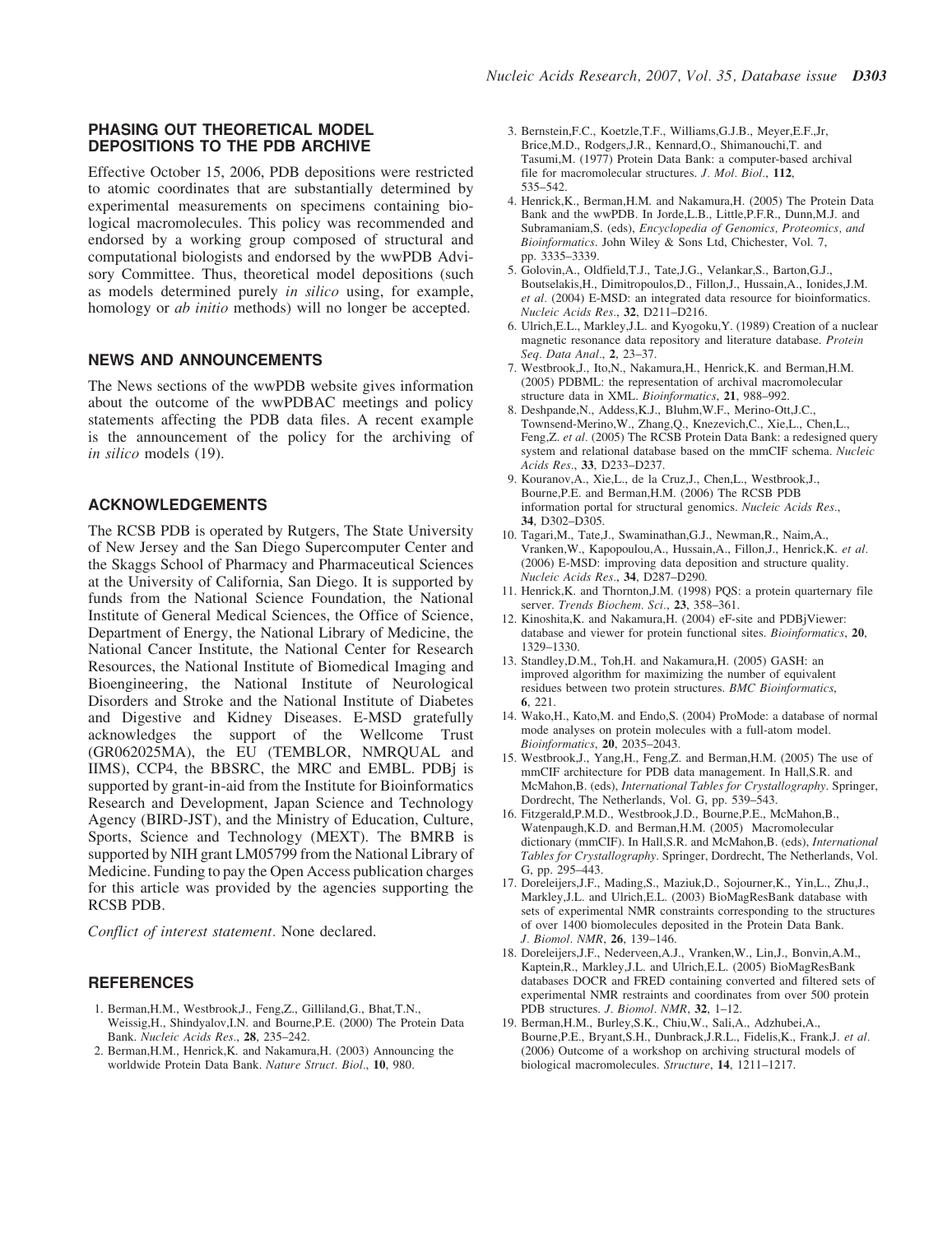## PHASING OUT THEORETICAL MODEL DEPOSITIONS TO THE PDB ARCHIVE

Effective October 15, 2006, PDB depositions were restricted to atomic coordinates that are substantially determined by experimental measurements on specimens containing biological macromolecules. This policy was recommended and endorsed by a working group composed of structural and computational biologists and endorsed by the wwPDB Advisory Committee. Thus, theoretical model depositions (such as models determined purely *in silico* using, for example, homology or *ab initio* methods) will no longer be accepted.

## NEWS AND ANNOUNCEMENTS

The News sections of the wwPDB website gives information about the outcome of the wwPDBAC meetings and policy statements affecting the PDB data files. A recent example is the announcement of the policy for the archiving of *in silico* models (19).

## ACKNOWLEDGEMENTS

The RCSB PDB is operated by Rutgers, The State University of New Jersey and the San Diego Supercomputer Center and the Skaggs School of Pharmacy and Pharmaceutical Sciences at the University of California, San Diego. It is supported by funds from the National Science Foundation, the National Institute of General Medical Sciences, the Office of Science, Department of Energy, the National Library of Medicine, the National Cancer Institute, the National Center for Research Resources, the National Institute of Biomedical Imaging and Bioengineering, the National Institute of Neurological Disorders and Stroke and the National Institute of Diabetes and Digestive and Kidney Diseases. E-MSD gratefully acknowledges the support of the Wellcome Trust (GR062025MA), the EU (TEMBLOR, NMRQUAL and IIMS), CCP4, the BBSRC, the MRC and EMBL. PDBj is supported by grant-in-aid from the Institute for Bioinformatics Research and Development, Japan Science and Technology Agency (BIRD-JST), and the Ministry of Education, Culture, Sports, Science and Technology (MEXT). The BMRB is supported by NIH grant LM05799 from the National Library of Medicine. Funding to pay the Open Access publication charges for this article was provided by the agencies supporting the RCSB PDB.

*Conflict of interest statement*. None declared.

## REFERENCES

1. Berman,H.M., Westbrook,J., Feng,Z., Gilliland,G., Bhat,T.N., Weissig,H., Shindyalov,I.N. and Bourne,P.E. (2000) The Protein Data Bank. *Nucleic Acids Res.*, **28**, 235–242.
2. Berman,H.M., Henrick,K. and Nakamura,H. (2003) Announcing the worldwide Protein Data Bank. *Nature Struct. Biol.*, **10**, 980.
3. Bernstein,F.C., Koetzle,T.F., Williams,G.J.B., Meyer,E.F.,Jr, Brice,M.D., Rodgers,J.R., Kennard,O., Shimanouchi,T. and Tasumi,M. (1977) Protein Data Bank: a computer-based archival file for macromolecular structures. *J. Mol. Biol.*, **112**, 535–542.
4. Henrick,K., Berman,H.M. and Nakamura,H. (2005) The Protein Data Bank and the wwPDB. In Jorde,L.B., Little,P.F.R., Dunn,M.J. and Subramaniam,S. (eds), *Encyclopedia of Genomics, Proteomics, and Bioinformatics*. John Wiley & Sons Ltd, Chichester, Vol. 7, pp. 3335–3339.
5. Golovin,A., Oldfield,T.J., Tate,J.G., Velankar,S., Barton,G.J., Boutselakis,H., Dimitropoulos,D., Fillon,J., Hussain,A., Ionides,J.M. *et al*. (2004) E-MSD: an integrated data resource for bioinformatics. *Nucleic Acids Res.*, **32**, D211–D216.
6. Ulrich,E.L., Markley,J.L. and Kyogoku,Y. (1989) Creation of a nuclear magnetic resonance data repository and literature database. *Protein Seq. Data Anal.*, **2**, 23–37.
7. Westbrook,J., Ito,N., Nakamura,H., Henrick,K. and Berman,H.M. (2005) PDBML: the representation of archival macromolecular structure data in XML. *Bioinformatics*, **21**, 988–992.
8. Deshpande,N., Addess,K.J., Bluhm,W.F., Merino-Ott,J.C., Townsend-Merino,W., Zhang,Q., Knezevich,C., Xie,L., Chen,L., Feng,Z. *et al*. (2005) The RCSB Protein Data Bank: a redesigned query system and relational database based on the mmCIF schema. *Nucleic Acids Res.*, **33**, D233–D237.
9. Kouranov,A., Xie,L., de la Cruz,J., Chen,L., Westbrook,J., Bourne,P.E. and Berman,H.M. (2006) The RCSB PDB information portal for structural genomics. *Nucleic Acids Res.*, **34**, D302–D305.
10. Tagari,M., Tate,J., Swaminathan,G.J., Newman,R., Naim,A., Vranken,W., Kapopoulou,A., Hussain,A., Fillon,J., Henrick,K. *et al*. (2006) E-MSD: improving data deposition and structure quality. *Nucleic Acids Res.*, **34**, D287–D290.
11. Henrick,K. and Thornton,J.M. (1998) PQS: a protein quarternary file server. *Trends Biochem. Sci.*, **23**, 358–361.
12. Kinoshita,K. and Nakamura,H. (2004) eF-site and PDBjViewer: database and viewer for protein functional sites. *Bioinformatics*, **20**, 1329–1330.
13. Standley,D.M., Toh,H. and Nakamura,H. (2005) GASH: an improved algorithm for maximizing the number of equivalent residues between two protein structures. *BMC Bioinformatics*, **6**, 221.
14. Wako,H., Kato,M. and Endo,S. (2004) ProMode: a database of normal mode analyses on protein molecules with a full-atom model. *Bioinformatics*, **20**, 2035–2043.
15. Westbrook,J., Yang,H., Feng,Z. and Berman,H.M. (2005) The use of mmCIF architecture for PDB data management. In Hall,S.R. and McMahon,B. (eds), *International Tables for Crystallography*. Springer, Dordrecht, The Netherlands, Vol. G, pp. 539–543.
16. Fitzgerald,P.M.D., Westbrook,J.D., Bourne,P.E., McMahon,B., Watenpaugh,K.D. and Berman,H.M. (2005) Macromolecular dictionary (mmCIF). In Hall,S.R. and McMahon,B. (eds), *International Tables for Crystallography*. Springer, Dordrecht, The Netherlands, Vol. G, pp. 295–443.
17. Doreleijers,J.F., Mading,S., Maziuk,D., Sojourner,K., Yin,L., Zhu,J., Markley,J.L. and Ulrich,E.L. (2003) BioMagResBank database with sets of experimental NMR constraints corresponding to the structures of over 1400 biomolecules deposited in the Protein Data Bank. *J. Biomol. NMR*, **26**, 139–146.
18. Doreleijers,J.F., Nederveen,A.J., Vranken,W., Lin,J., Bonvin,A.M., Kaptein,R., Markley,J.L. and Ulrich,E.L. (2005) BioMagResBank databases DOCR and FRED containing converted and filtered sets of experimental NMR restraints and coordinates from over 500 protein PDB structures. *J. Biomol. NMR*, **32**, 1–12.
19. Berman,H.M., Burley,S.K., Chiu,W., Sali,A., Adzhubei,A., Bourne,P.E., Bryant,S.H., Dunbrack,J.R.L., Fidelis,K., Frank,J. *et al*. (2006) Outcome of a workshop on archiving structural models of biological macromolecules. *Structure*, **14**, 1211–1217.